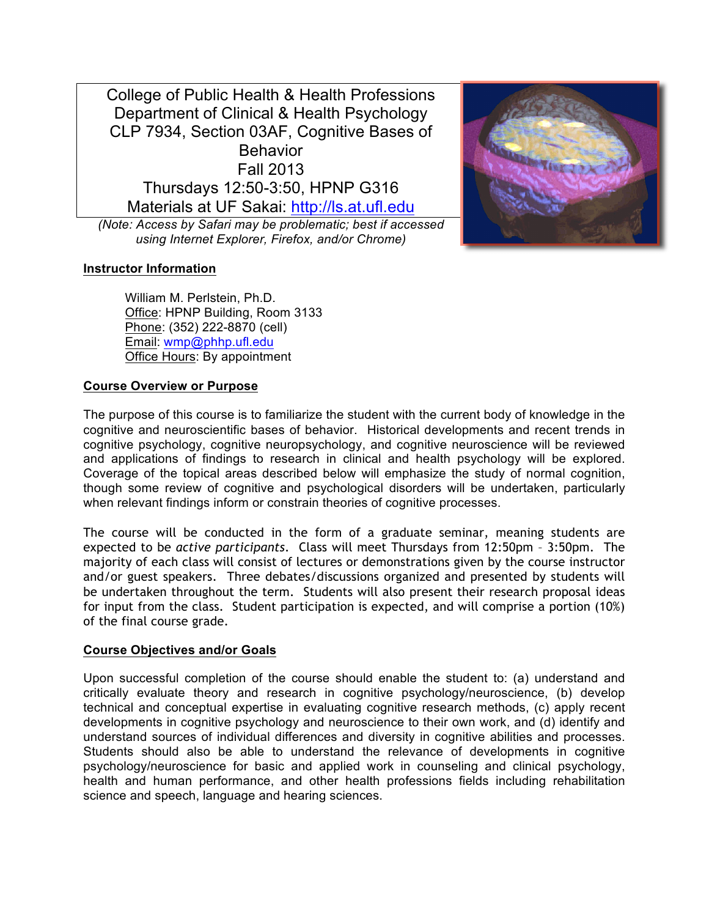College of Public Health & Health Professions
Department of Clinical & Health Psychology
CLP 7934, Section 03AF, Cognitive Bases of Behavior
Fall 2013
Thursdays 12:50-3:50, HPNP G316
Materials at UF Sakai: [http://ls.at.ufl.edu](http://ls.at.ufl.edu)

*(Note: Access by Safari may be problematic; best if accessed using Internet Explorer, Firefox, and/or Chrome)*

## Instructor Information

William M. Perlstein, Ph.D.
Office: HPNP Building, Room 3133
Phone: (352) 222-8870 (cell)
Email: [wmp@phhp.ufl.edu](mailto:wmp@phhp.ufl.edu)
Office Hours: By appointment

## Course Overview or Purpose

The purpose of this course is to familiarize the student with the current body of knowledge in the cognitive and neuroscientific bases of behavior. Historical developments and recent trends in cognitive psychology, cognitive neuropsychology, and cognitive neuroscience will be reviewed and applications of findings to research in clinical and health psychology will be explored. Coverage of the topical areas described below will emphasize the study of normal cognition, though some review of cognitive and psychological disorders will be undertaken, particularly when relevant findings inform or constrain theories of cognitive processes.

The course will be conducted in the form of a graduate seminar, meaning students are expected to be *active participants*. Class will meet Thursdays from 12:50pm – 3:50pm. The majority of each class will consist of lectures or demonstrations given by the course instructor and/or guest speakers. Three debates/discussions organized and presented by students will be undertaken throughout the term. Students will also present their research proposal ideas for input from the class. Student participation is expected, and will comprise a portion (10%) of the final course grade.

## Course Objectives and/or Goals

Upon successful completion of the course should enable the student to: (a) understand and critically evaluate theory and research in cognitive psychology/neuroscience, (b) develop technical and conceptual expertise in evaluating cognitive research methods, (c) apply recent developments in cognitive psychology and neuroscience to their own work, and (d) identify and understand sources of individual differences and diversity in cognitive abilities and processes. Students should also be able to understand the relevance of developments in cognitive psychology/neuroscience for basic and applied work in counseling and clinical psychology, health and human performance, and other health professions fields including rehabilitation science and speech, language and hearing sciences.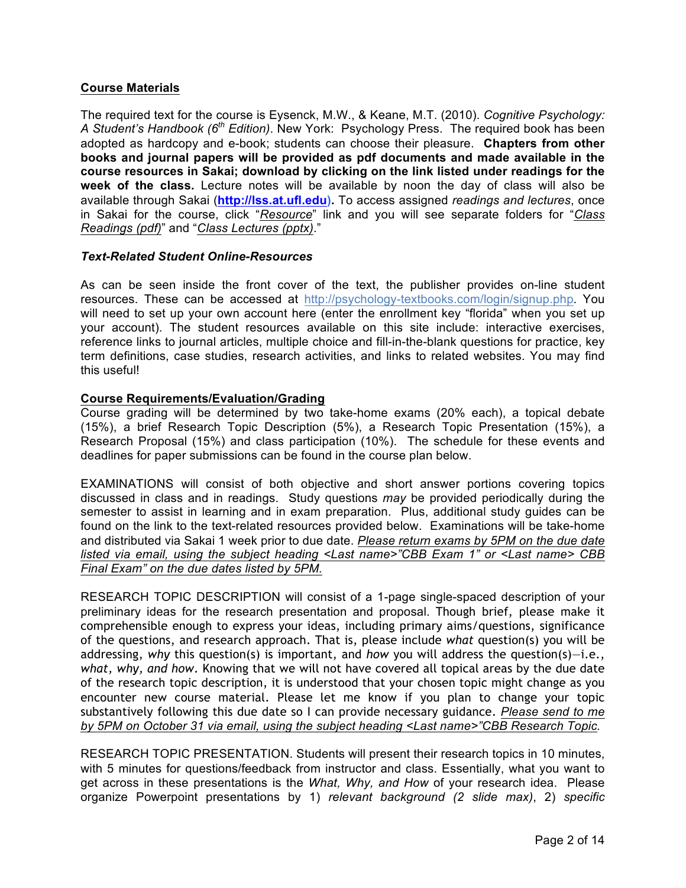**Course Materials**

The required text for the course is Eysenck, M.W., & Keane, M.T. (2010). *Cognitive Psychology: A Student's Handbook (6th Edition)*. New York: Psychology Press. The required book has been adopted as hardcopy and e-book; students can choose their pleasure. **Chapters from other books and journal papers will be provided as pdf documents and made available in the course resources in Sakai; download by clicking on the link listed under readings for the week of the class.** Lecture notes will be available by noon the day of class will also be available through Sakai (**http://lss.at.ufl.edu**). To access assigned *readings and lectures*, once in Sakai for the course, click "*Resource*" link and you will see separate folders for "*Class Readings (pdf)*" and "*Class Lectures (pptx)*."

***Text-Related Student Online-Resources***

As can be seen inside the front cover of the text, the publisher provides on-line student resources. These can be accessed at http://psychology-textbooks.com/login/signup.php. You will need to set up your own account here (enter the enrollment key "florida" when you set up your account). The student resources available on this site include: interactive exercises, reference links to journal articles, multiple choice and fill-in-the-blank questions for practice, key term definitions, case studies, research activities, and links to related websites. You may find this useful!

**Course Requirements/Evaluation/Grading**

Course grading will be determined by two take-home exams (20% each), a topical debate (15%), a brief Research Topic Description (5%), a Research Topic Presentation (15%), a Research Proposal (15%) and class participation (10%). The schedule for these events and deadlines for paper submissions can be found in the course plan below.

EXAMINATIONS will consist of both objective and short answer portions covering topics discussed in class and in readings. Study questions *may* be provided periodically during the semester to assist in learning and in exam preparation. Plus, additional study guides can be found on the link to the text-related resources provided below. Examinations will be take-home and distributed via Sakai 1 week prior to due date. *Please return exams by 5PM on the due date listed via email, using the subject heading <Last name>"CBB Exam 1" or <Last name> CBB Final Exam" on the due dates listed by 5PM.*

RESEARCH TOPIC DESCRIPTION will consist of a 1-page single-spaced description of your preliminary ideas for the research presentation and proposal. Though brief, please make it comprehensible enough to express your ideas, including primary aims/questions, significance of the questions, and research approach. That is, please include *what* question(s) you will be addressing, *why* this question(s) is important, and *how* you will address the question(s)—i.e., *what, why, and how*. Knowing that we will not have covered all topical areas by the due date of the research topic description, it is understood that your chosen topic might change as you encounter new course material. Please let me know if you plan to change your topic substantively following this due date so I can provide necessary guidance. *Please send to me by 5PM on October 31 via email, using the subject heading <Last name>"CBB Research Topic.*

RESEARCH TOPIC PRESENTATION. Students will present their research topics in 10 minutes, with 5 minutes for questions/feedback from instructor and class. Essentially, what you want to get across in these presentations is the *What, Why, and How* of your research idea. Please organize Powerpoint presentations by 1) *relevant background (2 slide max)*, 2) *specific*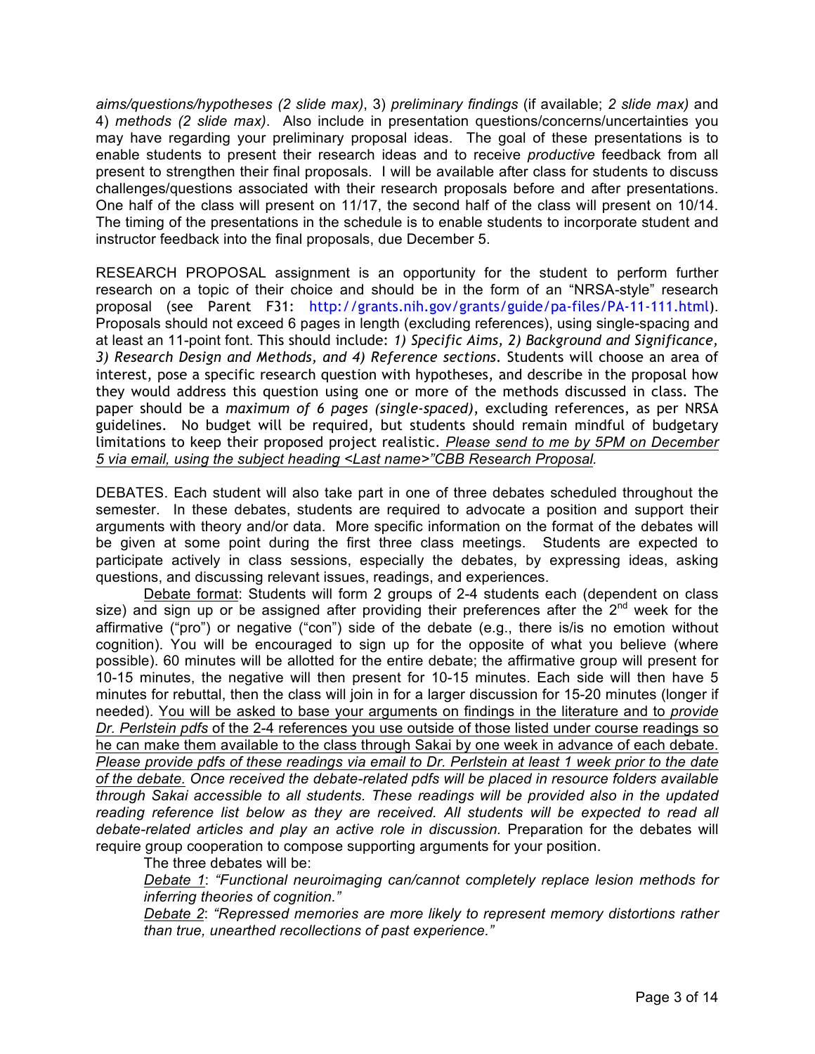*aims/questions/hypotheses (2 slide max)*, 3) *preliminary findings* (if available; *2 slide max)* and 4) *methods (2 slide max)*. Also include in presentation questions/concerns/uncertainties you may have regarding your preliminary proposal ideas. The goal of these presentations is to enable students to present their research ideas and to receive *productive* feedback from all present to strengthen their final proposals. I will be available after class for students to discuss challenges/questions associated with their research proposals before and after presentations. One half of the class will present on 11/17, the second half of the class will present on 10/14. The timing of the presentations in the schedule is to enable students to incorporate student and instructor feedback into the final proposals, due December 5.

RESEARCH PROPOSAL assignment is an opportunity for the student to perform further research on a topic of their choice and should be in the form of an "NRSA-style" research proposal (see Parent F31: http://grants.nih.gov/grants/guide/pa-files/PA-11-111.html). Proposals should not exceed 6 pages in length (excluding references), using single-spacing and at least an 11-point font. This should include: *1) Specific Aims, 2) Background and Significance, 3) Research Design and Methods, and 4) Reference sections*. Students will choose an area of interest, pose a specific research question with hypotheses, and describe in the proposal how they would address this question using one or more of the methods discussed in class. The paper should be a *maximum of 6 pages (single-spaced)*, excluding references, as per NRSA guidelines. No budget will be required, but students should remain mindful of budgetary limitations to keep their proposed project realistic. <u>*Please send to me by 5PM on December 5 via email, using the subject heading <Last name>"CBB Research Proposal.*</u>

DEBATES. Each student will also take part in one of three debates scheduled throughout the semester. In these debates, students are required to advocate a position and support their arguments with theory and/or data. More specific information on the format of the debates will be given at some point during the first three class meetings. Students are expected to participate actively in class sessions, especially the debates, by expressing ideas, asking questions, and discussing relevant issues, readings, and experiences.

<u>Debate format</u>: Students will form 2 groups of 2-4 students each (dependent on class size) and sign up or be assigned after providing their preferences after the 2nd week for the affirmative ("pro") or negative ("con") side of the debate (e.g., there is/is no emotion without cognition). You will be encouraged to sign up for the opposite of what you believe (where possible). 60 minutes will be allotted for the entire debate; the affirmative group will present for 10-15 minutes, the negative will then present for 10-15 minutes. Each side will then have 5 minutes for rebuttal, then the class will join in for a larger discussion for 15-20 minutes (longer if needed). <u>You will be asked to base your arguments on findings in the literature and to *provide Dr. Perlstein pdfs* of the 2-4 references you use outside of those listed under course readings so he can make them available to the class through Sakai by one week in advance of each debate.</u> <u>*Please provide pdfs of these readings via email to Dr. Perlstein at least 1 week prior to the date of the debate.*</u> *Once received the debate-related pdfs will be placed in resource folders available through Sakai accessible to all students. These readings will be provided also in the updated reading reference list below as they are received. All students will be expected to read all debate-related articles and play an active role in discussion.* Preparation for the debates will require group cooperation to compose supporting arguments for your position.

The three debates will be:

<u>*Debate 1*</u>: *"Functional neuroimaging can/cannot completely replace lesion methods for inferring theories of cognition."*

<u>*Debate 2*</u>: *"Repressed memories are more likely to represent memory distortions rather than true, unearthed recollections of past experience."*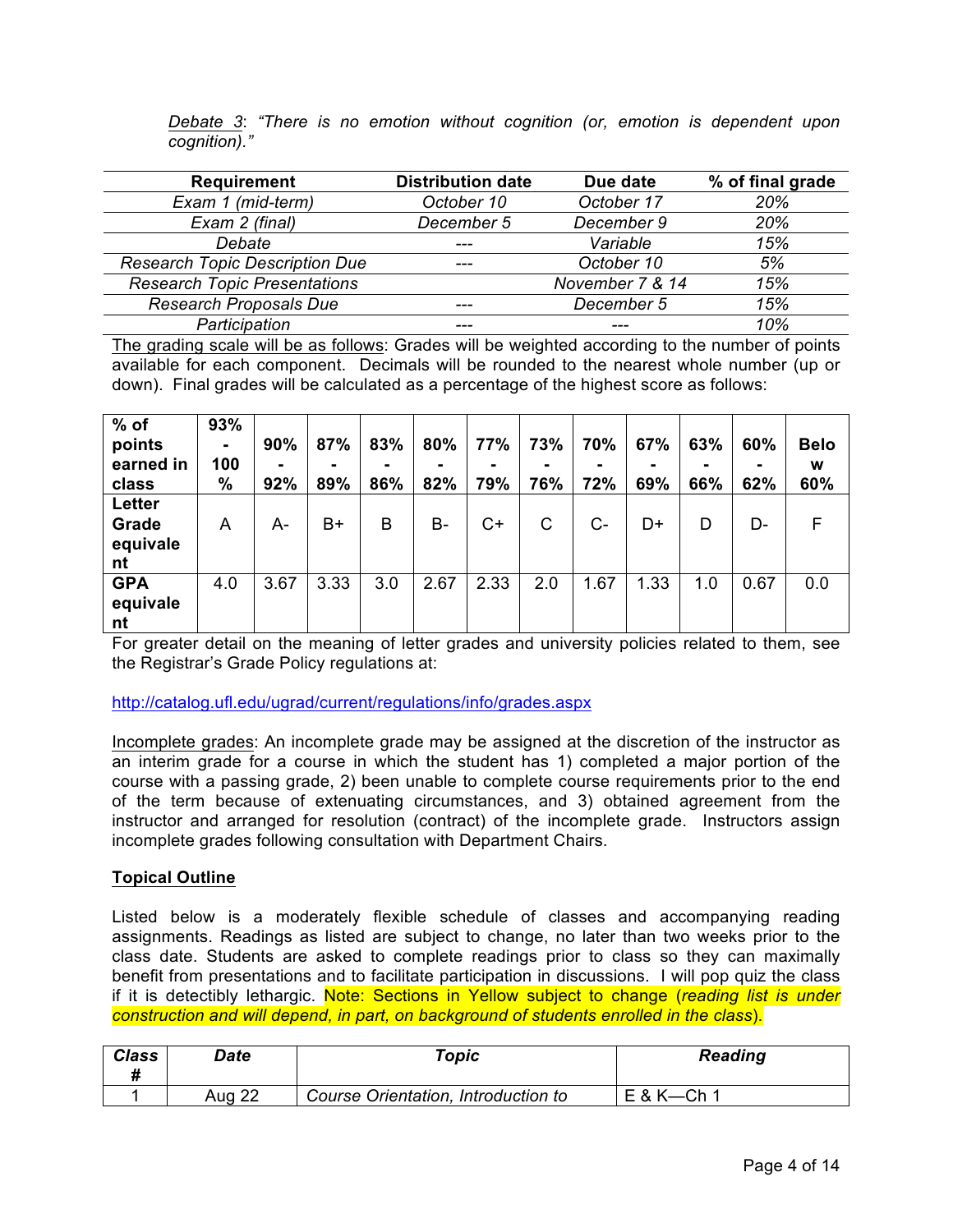*Debate 3*: *"There is no emotion without cognition (or, emotion is dependent upon cognition)."*

| Requirement | Distribution date | Due date | % of final grade |
|---|---|---|---|
| *Exam 1 (mid-term)* | *October 10* | *October 17* | *20%* |
| *Exam 2 (final)* | *December 5* | *December 9* | *20%* |
| *Debate* | --- | *Variable* | *15%* |
| *Research Topic Description Due* | --- | *October 10* | *5%* |
| *Research Topic Presentations* | | *November 7 & 14* | *15%* |
| *Research Proposals Due* | --- | *December 5* | *15%* |
| *Participation* | --- | --- | *10%* |

The grading scale will be as follows: Grades will be weighted according to the number of points available for each component. Decimals will be rounded to the nearest whole number (up or down). Final grades will be calculated as a percentage of the highest score as follows:

| **% of points earned in class** | **93% - 100 %** | **90% - 92%** | **87% - 89%** | **83% - 86%** | **80% - 82%** | **77% - 79%** | **73% - 76%** | **70% - 72%** | **67% - 69%** | **63% - 66%** | **60% - 62%** | **Below 60%** |
|---|---|---|---|---|---|---|---|---|---|---|---|---|
| **Letter Grade equivalent** | A | A- | B+ | B | B- | C+ | C | C- | D+ | D | D- | F |
| **GPA equivalent** | 4.0 | 3.67 | 3.33 | 3.0 | 2.67 | 2.33 | 2.0 | 1.67 | 1.33 | 1.0 | 0.67 | 0.0 |

For greater detail on the meaning of letter grades and university policies related to them, see the Registrar's Grade Policy regulations at:

http://catalog.ufl.edu/ugrad/current/regulations/info/grades.aspx

Incomplete grades: An incomplete grade may be assigned at the discretion of the instructor as an interim grade for a course in which the student has 1) completed a major portion of the course with a passing grade, 2) been unable to complete course requirements prior to the end of the term because of extenuating circumstances, and 3) obtained agreement from the instructor and arranged for resolution (contract) of the incomplete grade. Instructors assign incomplete grades following consultation with Department Chairs.

## Topical Outline

Listed below is a moderately flexible schedule of classes and accompanying reading assignments. Readings as listed are subject to change, no later than two weeks prior to the class date. Students are asked to complete readings prior to class so they can maximally benefit from presentations and to facilitate participation in discussions. I will pop quiz the class if it is detectibly lethargic. Note: Sections in Yellow subject to change (*reading list is under construction and will depend, in part, on background of students enrolled in the class*).

| ***Class #*** | ***Date*** | ***Topic*** | ***Reading*** |
|---|---|---|---|
| 1 | Aug 22 | *Course Orientation, Introduction to* | E & K—Ch 1 |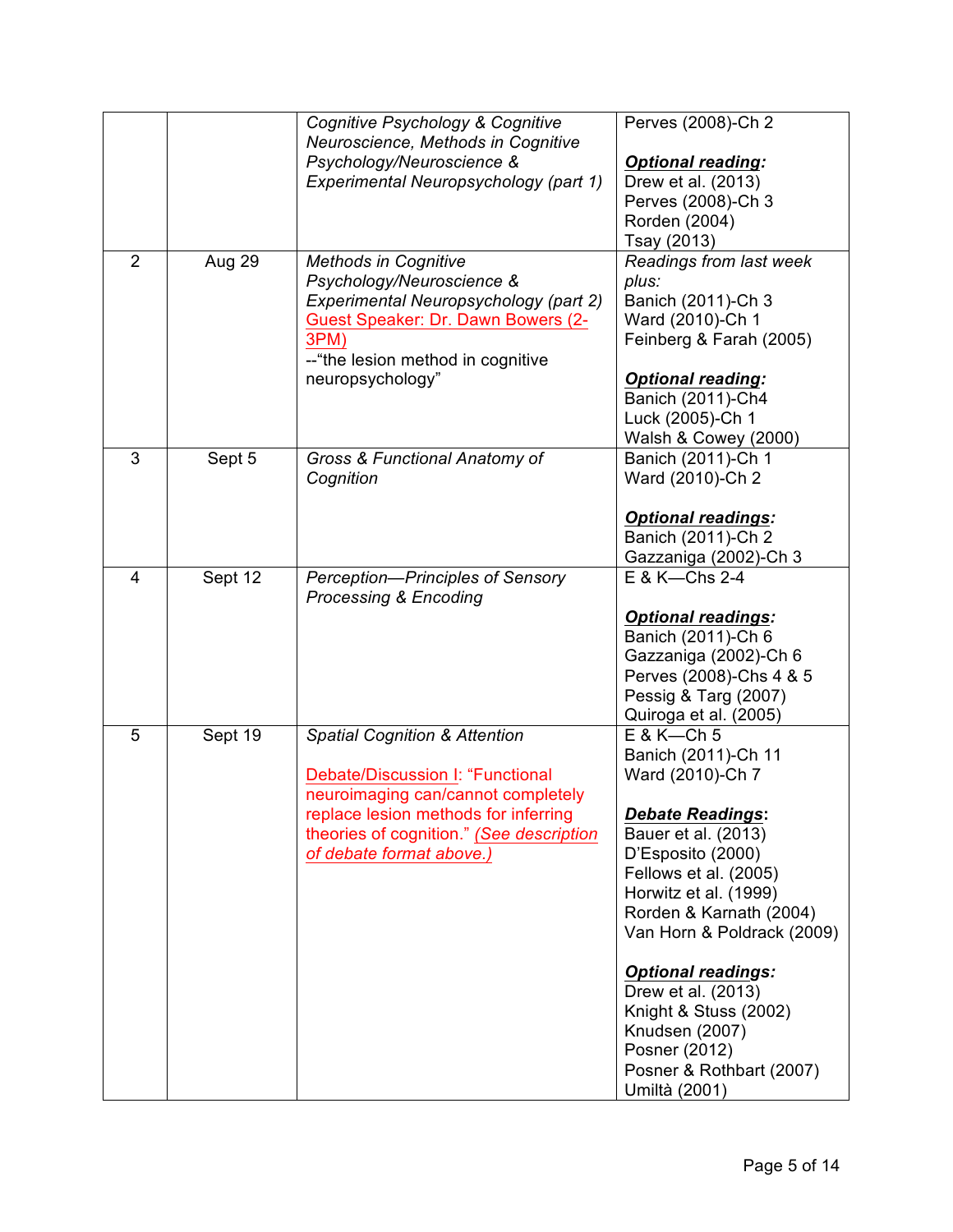| | | | |
|---|---|---|---|
| | | *Cognitive Psychology & Cognitive Neuroscience, Methods in Cognitive Psychology/Neuroscience & Experimental Neuropsychology (part 1)* | Perves (2008)-Ch 2<br><br>***Optional reading:***<br>Drew et al. (2013)<br>Perves (2008)-Ch 3<br>Rorden (2004)<br>Tsay (2013) |
| 2 | Aug 29 | *Methods in Cognitive Psychology/Neuroscience & Experimental Neuropsychology (part 2)*<br>Guest Speaker: Dr. Dawn Bowers (2-3PM)<br>--"the lesion method in cognitive neuropsychology" | *Readings from last week plus:*<br>Banich (2011)-Ch 3<br>Ward (2010)-Ch 1<br>Feinberg & Farah (2005)<br><br>***Optional reading:***<br>Banich (2011)-Ch4<br>Luck (2005)-Ch 1<br>Walsh & Cowey (2000) |
| 3 | Sept 5 | *Gross & Functional Anatomy of Cognition* | Banich (2011)-Ch 1<br>Ward (2010)-Ch 2<br><br>***Optional readings:***<br>Banich (2011)-Ch 2<br>Gazzaniga (2002)-Ch 3 |
| 4 | Sept 12 | *Perception—Principles of Sensory Processing & Encoding* | E & K—Chs 2-4<br><br>***Optional readings:***<br>Banich (2011)-Ch 6<br>Gazzaniga (2002)-Ch 6<br>Perves (2008)-Chs 4 & 5<br>Pessig & Targ (2007)<br>Quiroga et al. (2005) |
| 5 | Sept 19 | *Spatial Cognition & Attention*<br><br>Debate/Discussion I: "Functional neuroimaging can/cannot completely replace lesion methods for inferring theories of cognition." *(See description of debate format above.)* | E & K—Ch 5<br>Banich (2011)-Ch 11<br>Ward (2010)-Ch 7<br><br>***Debate Readings*:**<br>Bauer et al. (2013)<br>D'Esposito (2000)<br>Fellows et al. (2005)<br>Horwitz et al. (1999)<br>Rorden & Karnath (2004)<br>Van Horn & Poldrack (2009)<br><br>***Optional readings:***<br>Drew et al. (2013)<br>Knight & Stuss (2002)<br>Knudsen (2007)<br>Posner (2012)<br>Posner & Rothbart (2007)<br>Umiltà (2001) |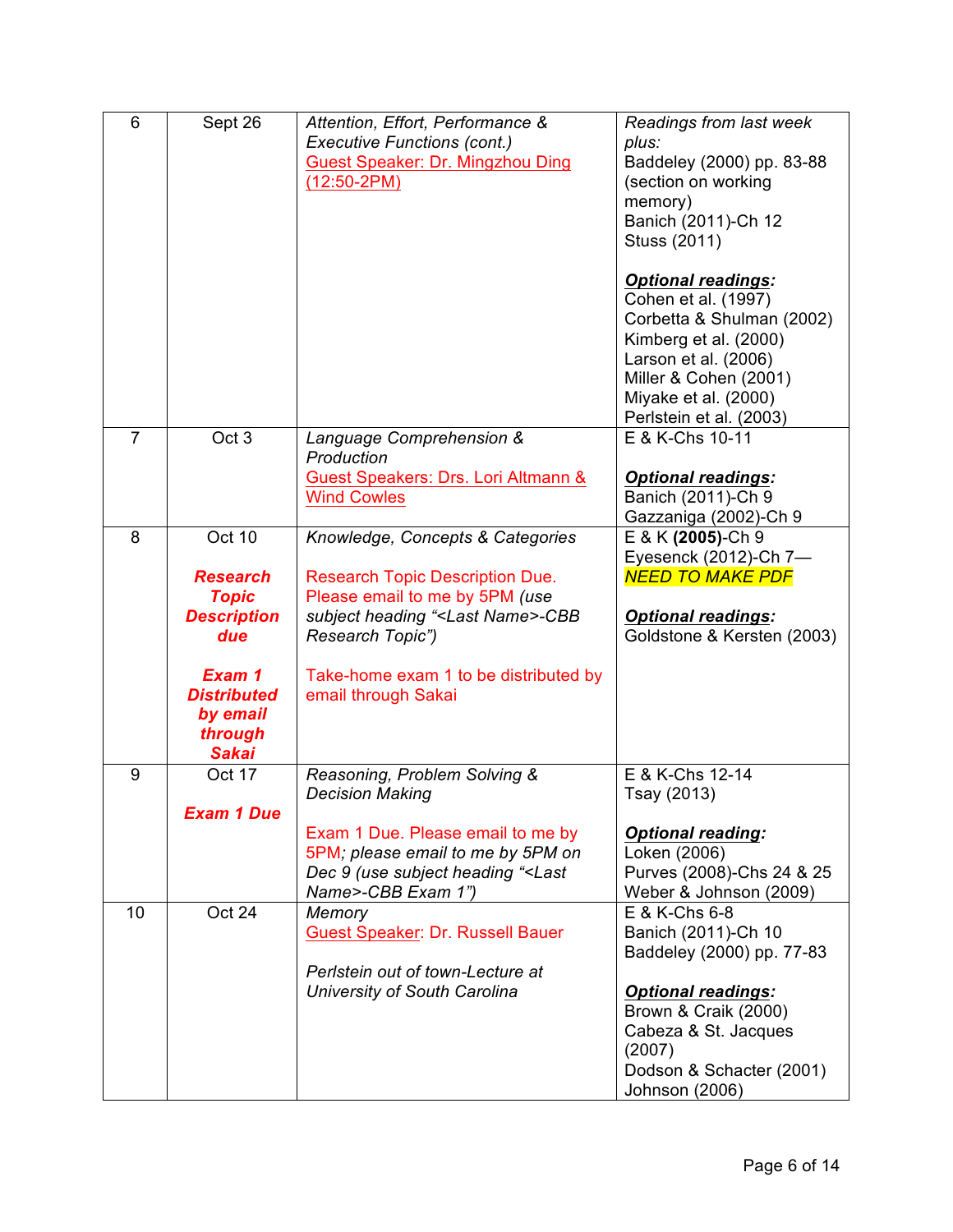| 6 | Sept 26 | *Attention, Effort, Performance & Executive Functions (cont.)*<br>Guest Speaker: Dr. Mingzhou Ding (12:50-2PM) | *Readings from last week plus:*<br>Baddeley (2000) pp. 83-88 (section on working memory)<br>Banich (2011)-Ch 12<br>Stuss (2011)<br><br>***Optional readings:***<br>Cohen et al. (1997)<br>Corbetta & Shulman (2002)<br>Kimberg et al. (2000)<br>Larson et al. (2006)<br>Miller & Cohen (2001)<br>Miyake et al. (2000)<br>Perlstein et al. (2003) |
|---|---|---|---|
| 7 | Oct 3 | *Language Comprehension & Production*<br>Guest Speakers: Drs. Lori Altmann & Wind Cowles | E & K-Chs 10-11<br><br>***Optional readings:***<br>Banich (2011)-Ch 9<br>Gazzaniga (2002)-Ch 9 |
| 8 | Oct 10<br><br>***Research Topic Description due***<br><br>***Exam 1 Distributed by email through Sakai*** | *Knowledge, Concepts & Categories*<br><br>Research Topic Description Due. Please email to me by 5PM *(use subject heading "<Last Name>-CBB Research Topic")*<br><br>Take-home exam 1 to be distributed by email through Sakai | E & K **(2005)**-Ch 9<br>Eyesenck (2012)-Ch 7—*NEED TO MAKE PDF*<br><br>***Optional readings:***<br>Goldstone & Kersten (2003) |
| 9 | Oct 17<br><br>***Exam 1 Due*** | *Reasoning, Problem Solving & Decision Making*<br><br>Exam 1 Due. Please email to me by 5PM*; please email to me by 5PM on Dec 9 (use subject heading "<Last Name>-CBB Exam 1")* | E & K-Chs 12-14<br>Tsay (2013)<br><br>***Optional reading:***<br>Loken (2006)<br>Purves (2008)-Chs 24 & 25<br>Weber & Johnson (2009) |
| 10 | Oct 24 | *Memory*<br>Guest Speaker: Dr. Russell Bauer<br><br>*Perlstein out of town-Lecture at University of South Carolina* | E & K-Chs 6-8<br>Banich (2011)-Ch 10<br>Baddeley (2000) pp. 77-83<br><br>***Optional readings:***<br>Brown & Craik (2000)<br>Cabeza & St. Jacques (2007)<br>Dodson & Schacter (2001)<br>Johnson (2006) |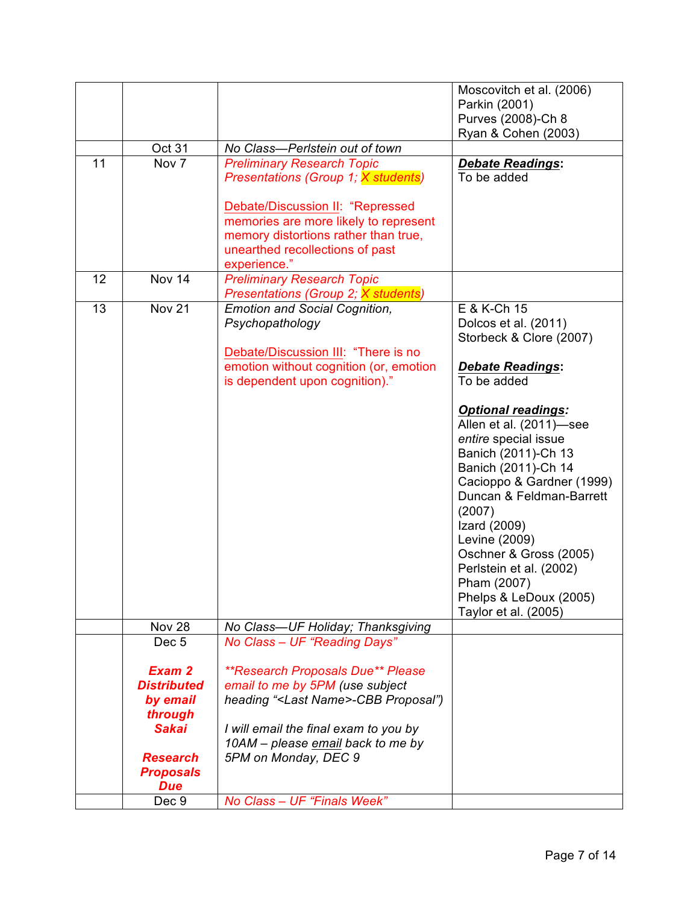| | | | |
|---|---|---|---|
| | | | Moscovitch et al. (2006)<br>Parkin (2001)<br>Purves (2008)-Ch 8<br>Ryan & Cohen (2003) |
| | Oct 31 | *No Class—Perlstein out of town* | |
| 11 | Nov 7 | *Preliminary Research Topic Presentations (Group 1; X students)*<br><br>Debate/Discussion II: "Repressed memories are more likely to represent memory distortions rather than true, unearthed recollections of past experience." | ***Debate Readings***:<br>To be added |
| 12 | Nov 14 | *Preliminary Research Topic Presentations (Group 2; X students)* | |
| 13 | Nov 21 | *Emotion and Social Cognition, Psychopathology*<br><br>Debate/Discussion III: "There is no emotion without cognition (or, emotion is dependent upon cognition)." | E & K-Ch 15<br>Dolcos et al. (2011)<br>Storbeck & Clore (2007)<br><br>***Debate Readings***:<br>To be added<br><br>***Optional readings:***<br>Allen et al. (2011)—see *entire* special issue<br>Banich (2011)-Ch 13<br>Banich (2011)-Ch 14<br>Cacioppo & Gardner (1999)<br>Duncan & Feldman-Barrett (2007)<br>Izard (2009)<br>Levine (2009)<br>Oschner & Gross (2005)<br>Perlstein et al. (2002)<br>Pham (2007)<br>Phelps & LeDoux (2005)<br>Taylor et al. (2005) |
| | Nov 28 | *No Class—UF Holiday; Thanksgiving* | |
| | Dec 5<br><br>***Exam 2 Distributed by email through Sakai***<br><br>***Research Proposals Due*** | *No Class – UF "Reading Days"*<br><br>*\*\*Research Proposals Due\*\* Please email to me by 5PM (use subject heading "<Last Name>-CBB Proposal")*<br><br>*I will email the final exam to you by 10AM – please email back to me by 5PM on Monday, DEC 9* | |
| | Dec 9 | *No Class – UF "Finals Week"* | |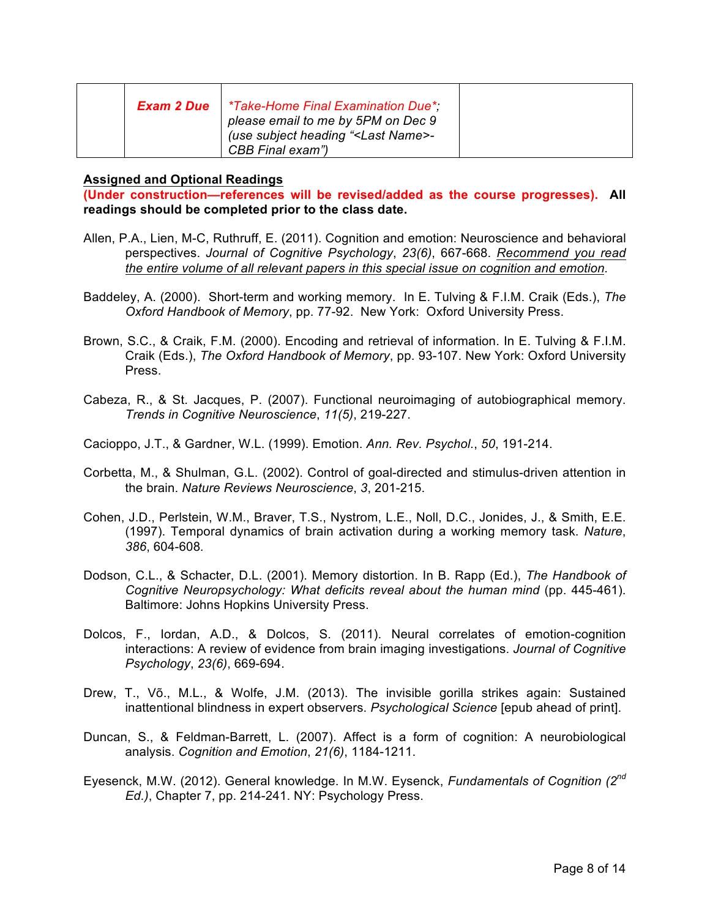| | **Exam 2 Due** | *\*Take-Home Final Examination Due\*; please email to me by 5PM on Dec 9 (use subject heading "<Last Name>-CBB Final exam")* | |
|---|---|---|---|

## Assigned and Optional Readings

**(Under construction—references will be revised/added as the course progresses). All readings should be completed prior to the class date.**

Allen, P.A., Lien, M-C, Ruthruff, E. (2011). Cognition and emotion: Neuroscience and behavioral perspectives. *Journal of Cognitive Psychology*, *23(6)*, 667-668. Recommend you read the entire volume of all relevant papers in this special issue on cognition and emotion.

Baddeley, A. (2000). Short-term and working memory. In E. Tulving & F.I.M. Craik (Eds.), *The Oxford Handbook of Memory*, pp. 77-92. New York: Oxford University Press.

Brown, S.C., & Craik, F.M. (2000). Encoding and retrieval of information. In E. Tulving & F.I.M. Craik (Eds.), *The Oxford Handbook of Memory*, pp. 93-107. New York: Oxford University Press.

Cabeza, R., & St. Jacques, P. (2007). Functional neuroimaging of autobiographical memory. *Trends in Cognitive Neuroscience*, *11(5)*, 219-227.

Cacioppo, J.T., & Gardner, W.L. (1999). Emotion. *Ann. Rev. Psychol.*, *50*, 191-214.

Corbetta, M., & Shulman, G.L. (2002). Control of goal-directed and stimulus-driven attention in the brain. *Nature Reviews Neuroscience*, *3*, 201-215.

Cohen, J.D., Perlstein, W.M., Braver, T.S., Nystrom, L.E., Noll, D.C., Jonides, J., & Smith, E.E. (1997). Temporal dynamics of brain activation during a working memory task. *Nature*, *386*, 604-608.

Dodson, C.L., & Schacter, D.L. (2001). Memory distortion. In B. Rapp (Ed.), *The Handbook of Cognitive Neuropsychology: What deficits reveal about the human mind* (pp. 445-461). Baltimore: Johns Hopkins University Press.

Dolcos, F., Iordan, A.D., & Dolcos, S. (2011). Neural correlates of emotion-cognition interactions: A review of evidence from brain imaging investigations. *Journal of Cognitive Psychology*, *23(6)*, 669-694.

Drew, T., Võ., M.L., & Wolfe, J.M. (2013). The invisible gorilla strikes again: Sustained inattentional blindness in expert observers. *Psychological Science* [epub ahead of print].

Duncan, S., & Feldman-Barrett, L. (2007). Affect is a form of cognition: A neurobiological analysis. *Cognition and Emotion*, *21(6)*, 1184-1211.

Eyesenck, M.W. (2012). General knowledge. In M.W. Eysenck, *Fundamentals of Cognition (2nd Ed.)*, Chapter 7, pp. 214-241. NY: Psychology Press.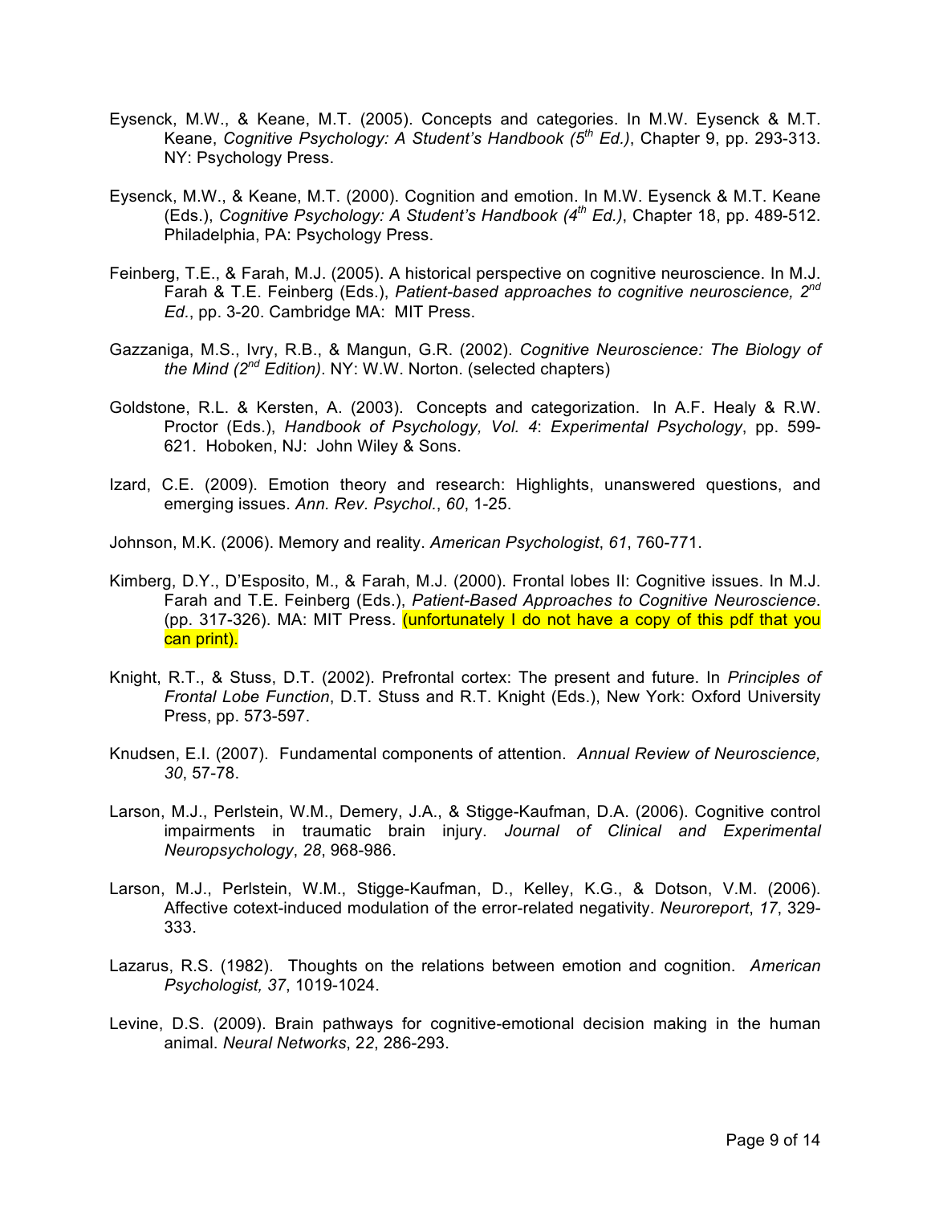Eysenck, M.W., & Keane, M.T. (2005). Concepts and categories. In M.W. Eysenck & M.T. Keane, *Cognitive Psychology: A Student's Handbook (5th Ed.)*, Chapter 9, pp. 293-313. NY: Psychology Press.

Eysenck, M.W., & Keane, M.T. (2000). Cognition and emotion. In M.W. Eysenck & M.T. Keane (Eds.), *Cognitive Psychology: A Student's Handbook (4th Ed.)*, Chapter 18, pp. 489-512. Philadelphia, PA: Psychology Press.

Feinberg, T.E., & Farah, M.J. (2005). A historical perspective on cognitive neuroscience. In M.J. Farah & T.E. Feinberg (Eds.), *Patient-based approaches to cognitive neuroscience, 2nd Ed.*, pp. 3-20. Cambridge MA: MIT Press.

Gazzaniga, M.S., Ivry, R.B., & Mangun, G.R. (2002). *Cognitive Neuroscience: The Biology of the Mind (2nd Edition)*. NY: W.W. Norton. (selected chapters)

Goldstone, R.L. & Kersten, A. (2003). Concepts and categorization. In A.F. Healy & R.W. Proctor (Eds.), *Handbook of Psychology, Vol. 4*: *Experimental Psychology*, pp. 599-621. Hoboken, NJ: John Wiley & Sons.

Izard, C.E. (2009). Emotion theory and research: Highlights, unanswered questions, and emerging issues. *Ann. Rev. Psychol.*, *60*, 1-25.

Johnson, M.K. (2006). Memory and reality. *American Psychologist*, *61*, 760-771.

Kimberg, D.Y., D'Esposito, M., & Farah, M.J. (2000). Frontal lobes II: Cognitive issues. In M.J. Farah and T.E. Feinberg (Eds.), *Patient-Based Approaches to Cognitive Neuroscience*. (pp. 317-326). MA: MIT Press. (unfortunately I do not have a copy of this pdf that you can print).

Knight, R.T., & Stuss, D.T. (2002). Prefrontal cortex: The present and future. In *Principles of Frontal Lobe Function*, D.T. Stuss and R.T. Knight (Eds.), New York: Oxford University Press, pp. 573-597.

Knudsen, E.I. (2007). Fundamental components of attention. *Annual Review of Neuroscience, 30*, 57-78.

Larson, M.J., Perlstein, W.M., Demery, J.A., & Stigge-Kaufman, D.A. (2006). Cognitive control impairments in traumatic brain injury. *Journal of Clinical and Experimental Neuropsychology*, *28*, 968-986.

Larson, M.J., Perlstein, W.M., Stigge-Kaufman, D., Kelley, K.G., & Dotson, V.M. (2006). Affective cotext-induced modulation of the error-related negativity. *Neuroreport*, *17*, 329-333.

Lazarus, R.S. (1982). Thoughts on the relations between emotion and cognition. *American Psychologist, 37*, 1019-1024.

Levine, D.S. (2009). Brain pathways for cognitive-emotional decision making in the human animal. *Neural Networks*, *22*, 286-293.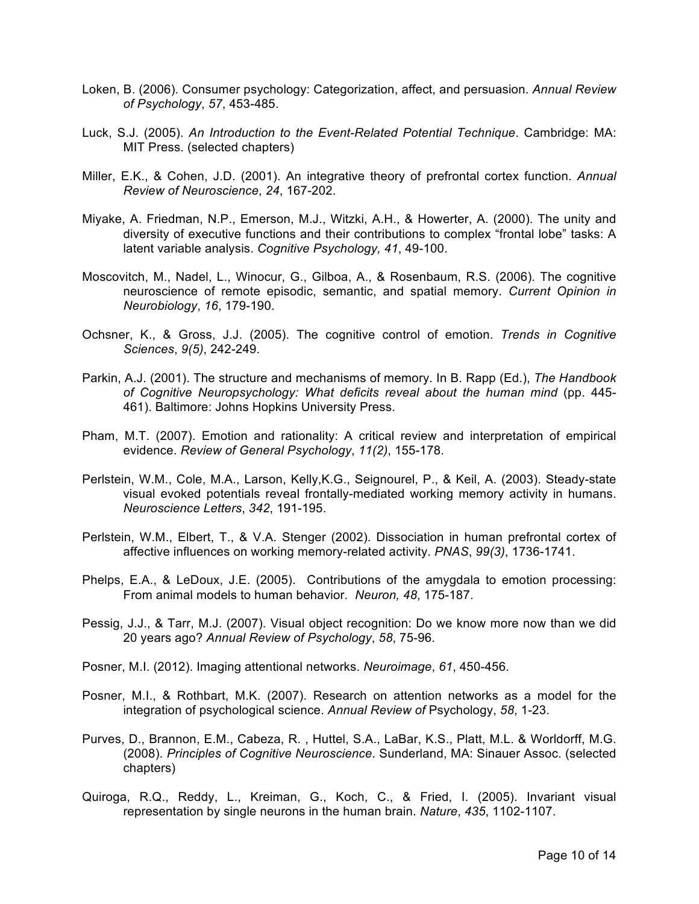Loken, B. (2006). Consumer psychology: Categorization, affect, and persuasion. *Annual Review of Psychology*, *57*, 453-485.

Luck, S.J. (2005). *An Introduction to the Event-Related Potential Technique*. Cambridge: MA: MIT Press. (selected chapters)

Miller, E.K., & Cohen, J.D. (2001). An integrative theory of prefrontal cortex function. *Annual Review of Neuroscience*, *24*, 167-202.

Miyake, A. Friedman, N.P., Emerson, M.J., Witzki, A.H., & Howerter, A. (2000). The unity and diversity of executive functions and their contributions to complex "frontal lobe" tasks: A latent variable analysis. *Cognitive Psychology, 41*, 49-100.

Moscovitch, M., Nadel, L., Winocur, G., Gilboa, A., & Rosenbaum, R.S. (2006). The cognitive neuroscience of remote episodic, semantic, and spatial memory. *Current Opinion in Neurobiology*, *16*, 179-190.

Ochsner, K., & Gross, J.J. (2005). The cognitive control of emotion. *Trends in Cognitive Sciences*, *9(5)*, 242-249.

Parkin, A.J. (2001). The structure and mechanisms of memory. In B. Rapp (Ed.), *The Handbook of Cognitive Neuropsychology: What deficits reveal about the human mind* (pp. 445-461). Baltimore: Johns Hopkins University Press.

Pham, M.T. (2007). Emotion and rationality: A critical review and interpretation of empirical evidence. *Review of General Psychology*, *11(2)*, 155-178.

Perlstein, W.M., Cole, M.A., Larson, Kelly,K.G., Seignourel, P., & Keil, A. (2003). Steady-state visual evoked potentials reveal frontally-mediated working memory activity in humans. *Neuroscience Letters*, *342*, 191-195.

Perlstein, W.M., Elbert, T., & V.A. Stenger (2002). Dissociation in human prefrontal cortex of affective influences on working memory-related activity. *PNAS*, *99(3)*, 1736-1741.

Phelps, E.A., & LeDoux, J.E. (2005). Contributions of the amygdala to emotion processing: From animal models to human behavior. *Neuron, 48*, 175-187.

Pessig, J.J., & Tarr, M.J. (2007). Visual object recognition: Do we know more now than we did 20 years ago? *Annual Review of Psychology*, *58*, 75-96.

Posner, M.I. (2012). Imaging attentional networks. *Neuroimage*, *61*, 450-456.

Posner, M.I., & Rothbart, M.K. (2007). Research on attention networks as a model for the integration of psychological science. *Annual Review of* Psychology, *58*, 1-23.

Purves, D., Brannon, E.M., Cabeza, R. , Huttel, S.A., LaBar, K.S., Platt, M.L. & Worldorff, M.G. (2008). *Principles of Cognitive Neuroscience*. Sunderland, MA: Sinauer Assoc. (selected chapters)

Quiroga, R.Q., Reddy, L., Kreiman, G., Koch, C., & Fried, I. (2005). Invariant visual representation by single neurons in the human brain. *Nature*, *435*, 1102-1107.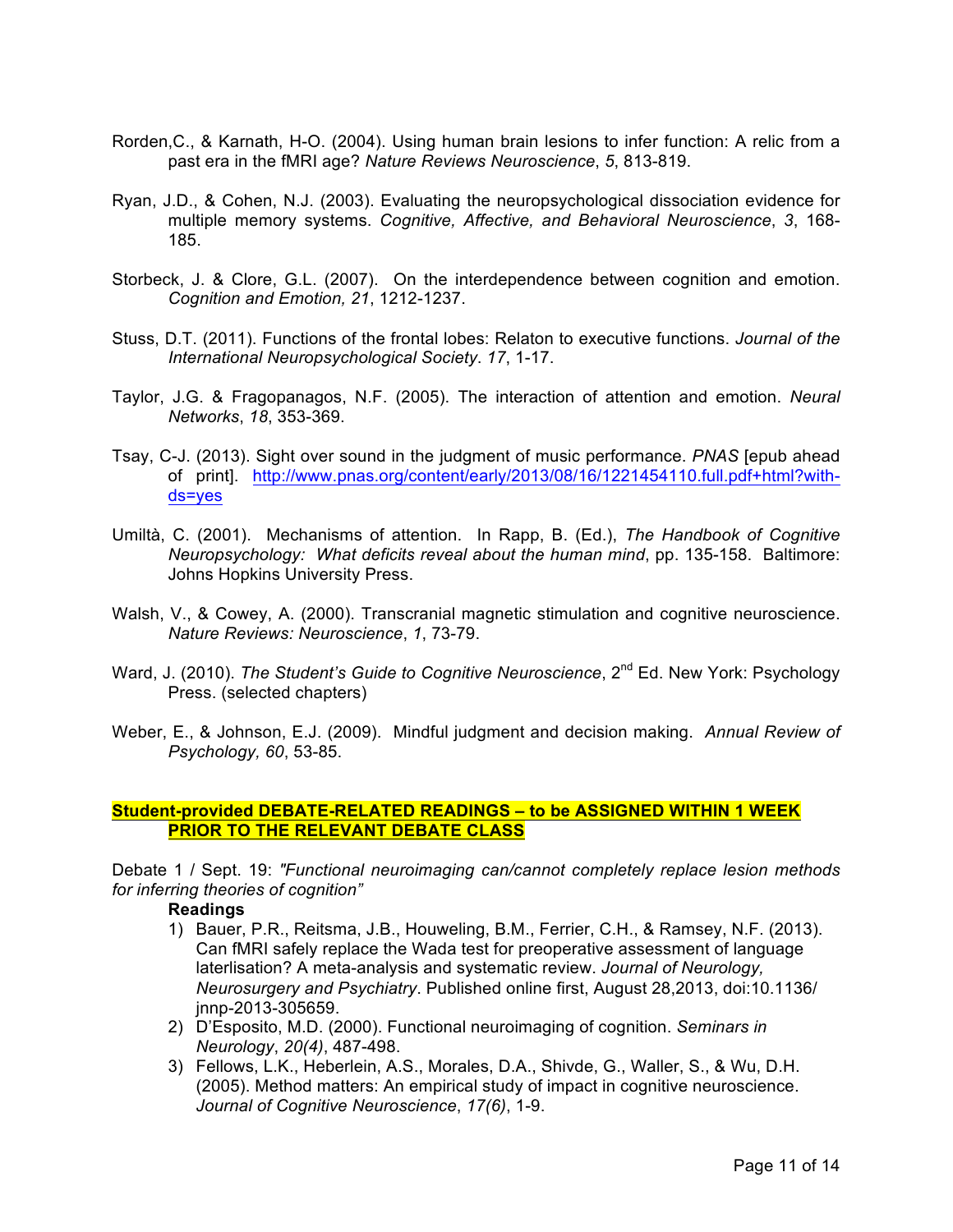Rorden,C., & Karnath, H-O. (2004). Using human brain lesions to infer function: A relic from a past era in the fMRI age? *Nature Reviews Neuroscience*, *5*, 813-819.

Ryan, J.D., & Cohen, N.J. (2003). Evaluating the neuropsychological dissociation evidence for multiple memory systems. *Cognitive, Affective, and Behavioral Neuroscience*, *3*, 168-185.

Storbeck, J. & Clore, G.L. (2007). On the interdependence between cognition and emotion. *Cognition and Emotion, 21*, 1212-1237.

Stuss, D.T. (2011). Functions of the frontal lobes: Relaton to executive functions. *Journal of the International Neuropsychological Society*. *17*, 1-17.

Taylor, J.G. & Fragopanagos, N.F. (2005). The interaction of attention and emotion. *Neural Networks*, *18*, 353-369.

Tsay, C-J. (2013). Sight over sound in the judgment of music performance. *PNAS* [epub ahead of print]. http://www.pnas.org/content/early/2013/08/16/1221454110.full.pdf+html?with-ds=yes

Umiltà, C. (2001). Mechanisms of attention. In Rapp, B. (Ed.), *The Handbook of Cognitive Neuropsychology: What deficits reveal about the human mind*, pp. 135-158. Baltimore: Johns Hopkins University Press.

Walsh, V., & Cowey, A. (2000). Transcranial magnetic stimulation and cognitive neuroscience. *Nature Reviews: Neuroscience*, *1*, 73-79.

Ward, J. (2010). *The Student's Guide to Cognitive Neuroscience*, 2nd Ed. New York: Psychology Press. (selected chapters)

Weber, E., & Johnson, E.J. (2009). Mindful judgment and decision making. *Annual Review of Psychology, 60*, 53-85.

**Student-provided DEBATE-RELATED READINGS – to be ASSIGNED WITHIN 1 WEEK PRIOR TO THE RELEVANT DEBATE CLASS**

Debate 1 / Sept. 19: *"Functional neuroimaging can/cannot completely replace lesion methods for inferring theories of cognition"*

**Readings**

1) Bauer, P.R., Reitsma, J.B., Houweling, B.M., Ferrier, C.H., & Ramsey, N.F. (2013). Can fMRI safely replace the Wada test for preoperative assessment of language laterlisation? A meta-analysis and systematic review. *Journal of Neurology, Neurosurgery and Psychiatry*. Published online first, August 28,2013, doi:10.1136/jnnp-2013-305659.
2) D'Esposito, M.D. (2000). Functional neuroimaging of cognition. *Seminars in Neurology*, *20(4)*, 487-498.
3) Fellows, L.K., Heberlein, A.S., Morales, D.A., Shivde, G., Waller, S., & Wu, D.H. (2005). Method matters: An empirical study of impact in cognitive neuroscience. *Journal of Cognitive Neuroscience*, *17(6)*, 1-9.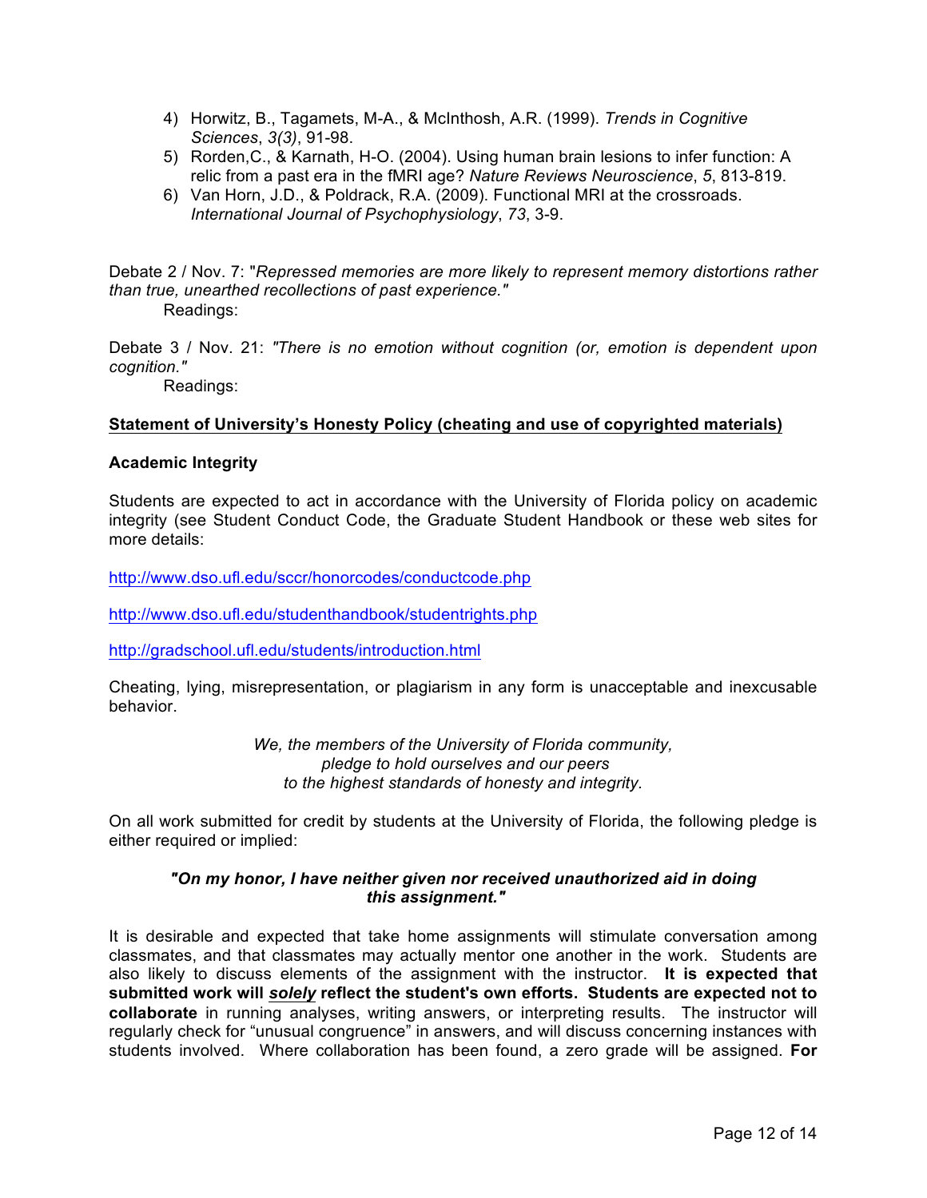4) Horwitz, B., Tagamets, M-A., & McInthosh, A.R. (1999). *Trends in Cognitive Sciences*, *3(3)*, 91-98.
5) Rorden,C., & Karnath, H-O. (2004). Using human brain lesions to infer function: A relic from a past era in the fMRI age? *Nature Reviews Neuroscience*, *5*, 813-819.
6) Van Horn, J.D., & Poldrack, R.A. (2009). Functional MRI at the crossroads. *International Journal of Psychophysiology*, *73*, 3-9.

Debate 2 / Nov. 7: "*Repressed memories are more likely to represent memory distortions rather than true, unearthed recollections of past experience.*"

Readings:

Debate 3 / Nov. 21: *"There is no emotion without cognition (or, emotion is dependent upon cognition."*

Readings:

**<u>Statement of University's Honesty Policy (cheating and use of copyrighted materials)</u>**

**Academic Integrity**

Students are expected to act in accordance with the University of Florida policy on academic integrity (see Student Conduct Code, the Graduate Student Handbook or these web sites for more details:

http://www.dso.ufl.edu/sccr/honorcodes/conductcode.php

http://www.dso.ufl.edu/studenthandbook/studentrights.php

http://gradschool.ufl.edu/students/introduction.html

Cheating, lying, misrepresentation, or plagiarism in any form is unacceptable and inexcusable behavior.

*We, the members of the University of Florida community,*
*pledge to hold ourselves and our peers*
*to the highest standards of honesty and integrity.*

On all work submitted for credit by students at the University of Florida, the following pledge is either required or implied:

***"On my honor, I have neither given nor received unauthorized aid in doing this assignment."***

It is desirable and expected that take home assignments will stimulate conversation among classmates, and that classmates may actually mentor one another in the work. Students are also likely to discuss elements of the assignment with the instructor. **It is expected that submitted work will *<u>solely</u>* reflect the student's own efforts. Students are expected not to collaborate** in running analyses, writing answers, or interpreting results. The instructor will regularly check for "unusual congruence" in answers, and will discuss concerning instances with students involved. Where collaboration has been found, a zero grade will be assigned. **For**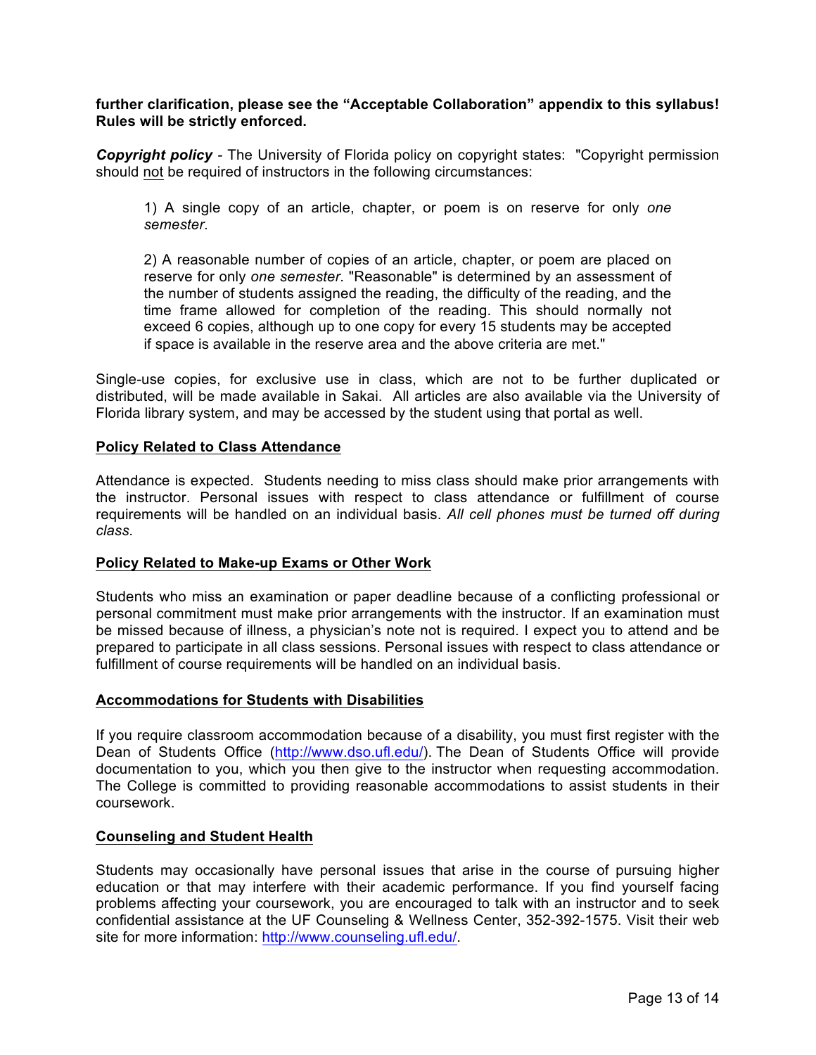**further clarification, please see the "Acceptable Collaboration" appendix to this syllabus! Rules will be strictly enforced.**

***Copyright policy*** - The University of Florida policy on copyright states: "Copyright permission should not be required of instructors in the following circumstances:

> 1) A single copy of an article, chapter, or poem is on reserve for only *one semester*.
>
> 2) A reasonable number of copies of an article, chapter, or poem are placed on reserve for only *one semester*. "Reasonable" is determined by an assessment of the number of students assigned the reading, the difficulty of the reading, and the time frame allowed for completion of the reading. This should normally not exceed 6 copies, although up to one copy for every 15 students may be accepted if space is available in the reserve area and the above criteria are met."

Single-use copies, for exclusive use in class, which are not to be further duplicated or distributed, will be made available in Sakai. All articles are also available via the University of Florida library system, and may be accessed by the student using that portal as well.

## Policy Related to Class Attendance

Attendance is expected. Students needing to miss class should make prior arrangements with the instructor. Personal issues with respect to class attendance or fulfillment of course requirements will be handled on an individual basis. *All cell phones must be turned off during class.*

## Policy Related to Make-up Exams or Other Work

Students who miss an examination or paper deadline because of a conflicting professional or personal commitment must make prior arrangements with the instructor. If an examination must be missed because of illness, a physician's note not is required. I expect you to attend and be prepared to participate in all class sessions. Personal issues with respect to class attendance or fulfillment of course requirements will be handled on an individual basis.

## Accommodations for Students with Disabilities

If you require classroom accommodation because of a disability, you must first register with the Dean of Students Office (http://www.dso.ufl.edu/). The Dean of Students Office will provide documentation to you, which you then give to the instructor when requesting accommodation. The College is committed to providing reasonable accommodations to assist students in their coursework.

## Counseling and Student Health

Students may occasionally have personal issues that arise in the course of pursuing higher education or that may interfere with their academic performance. If you find yourself facing problems affecting your coursework, you are encouraged to talk with an instructor and to seek confidential assistance at the UF Counseling & Wellness Center, 352-392-1575. Visit their web site for more information: http://www.counseling.ufl.edu/.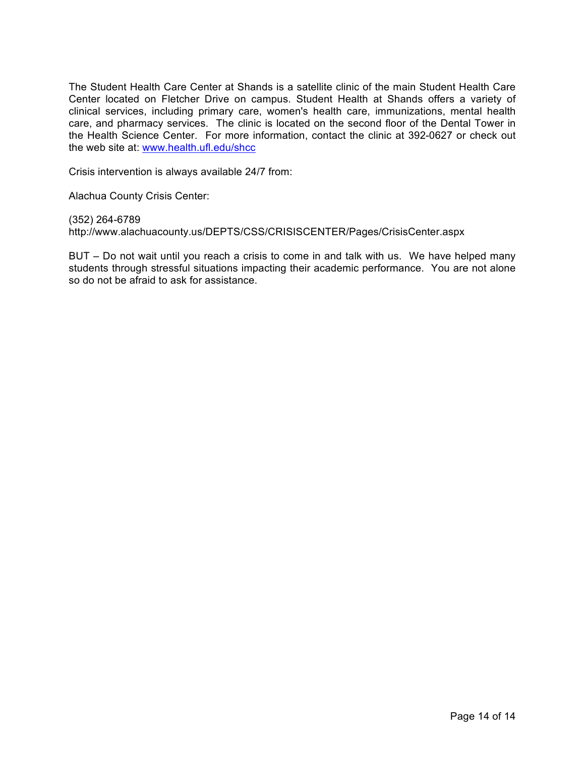The Student Health Care Center at Shands is a satellite clinic of the main Student Health Care Center located on Fletcher Drive on campus. Student Health at Shands offers a variety of clinical services, including primary care, women's health care, immunizations, mental health care, and pharmacy services. The clinic is located on the second floor of the Dental Tower in the Health Science Center. For more information, contact the clinic at 392-0627 or check out the web site at: [www.health.ufl.edu/shcc](www.health.ufl.edu/shcc)

Crisis intervention is always available 24/7 from:

Alachua County Crisis Center:

(352) 264-6789
http://www.alachuacounty.us/DEPTS/CSS/CRISISCENTER/Pages/CrisisCenter.aspx

BUT – Do not wait until you reach a crisis to come in and talk with us. We have helped many students through stressful situations impacting their academic performance. You are not alone so do not be afraid to ask for assistance.